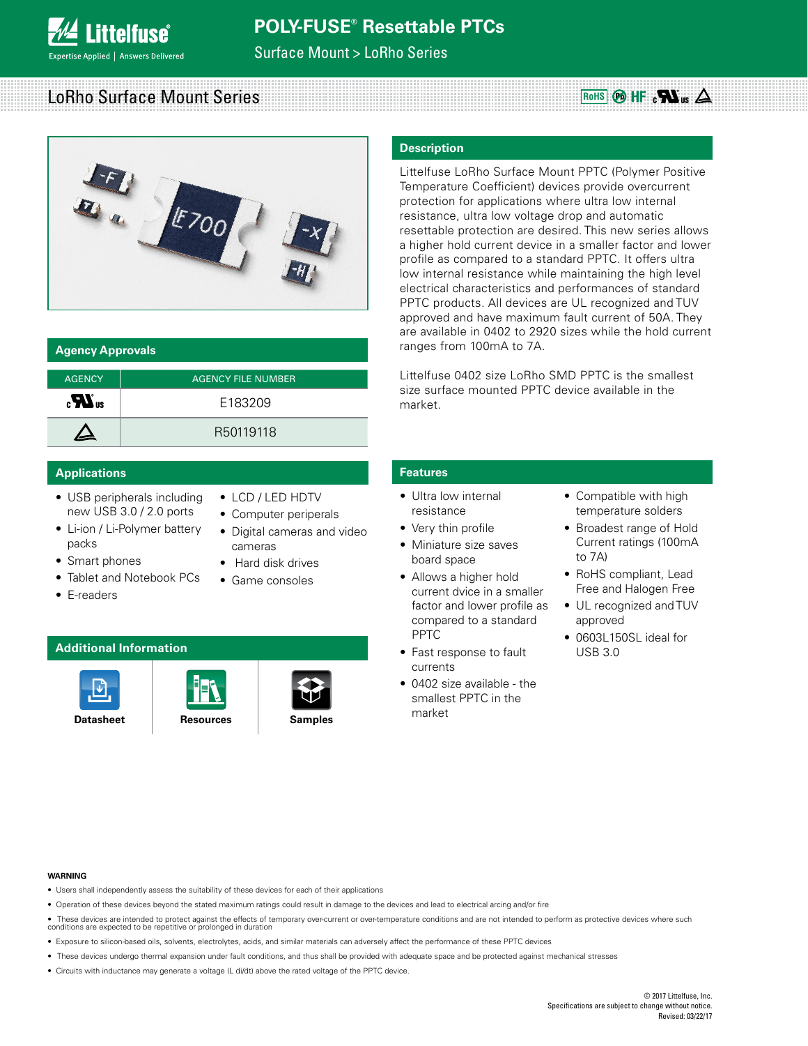# POLY-FUSE® Resettable PTCs

Surface Mount > LoRho Series

## LoRho Surface Mount Series

RoHS Pb HF

## Description

Littelfuse LoRho Surface Mount PPTC (Polymer Positive Temperature Coefficient) devices provide overcurrent protection for applications where ultra low internal resistance, ultra low voltage drop and automatic resettable protection are desired. This new series allows a higher hold current device in a smaller factor and lower profile as compared to a standard PPTC. It offers ultra low internal resistance while maintaining the high level electrical characteristics and performances of standard PPTC products. All devices are UL recognized and TUV approved and have maximum fault current of 50A. They are available in 0402 to 2920 sizes while the hold current ranges from 100mA to 7A.

Littelfuse 0402 size LoRho SMD PPTC is the smallest size surface mounted PPTC device available in the market.

## Agency Approvals

| AGENCY | AGENCY FILE NUMBER |
|---|---|
| cULus | E183209 |
| TUV | R50119118 |

## Applications

- USB peripherals including new USB 3.0 / 2.0 ports
- Li-ion / Li-Polymer battery packs
- Smart phones
- Tablet and Notebook PCs
- E-readers
- LCD / LED HDTV
- Computer peripherals
- Digital cameras and video cameras
- Hard disk drives
- Game consoles

## Features

- Ultra low internal resistance
- Very thin profile
- Miniature size saves board space
- Allows a higher hold current dvice in a smaller factor and lower profile as compared to a standard PPTC
- Fast response to fault currents
- 0402 size available - the smallest PPTC in the market
- Compatible with high temperature solders
- Broadest range of Hold Current ratings (100mA to 7A)
- RoHS compliant, Lead Free and Halogen Free
- UL recognized and TUV approved
- 0603L150SL ideal for USB 3.0

## Additional Information

Datasheet | Resources | Samples

**WARNING**

- Users shall independently assess the suitability of these devices for each of their applications
- Operation of these devices beyond the stated maximum ratings could result in damage to the devices and lead to electrical arcing and/or fire
- These devices are intended to protect against the effects of temporary over-current or over-temperature conditions and are not intended to perform as protective devices where such conditions are expected to be repetitive or prolonged in duration
- Exposure to silicon-based oils, solvents, electrolytes, acids, and similar materials can adversely affect the performance of these PPTC devices
- These devices undergo thermal expansion under fault conditions, and thus shall be provided with adequate space and be protected against mechanical stresses
- Circuits with inductance may generate a voltage (L di/dt) above the rated voltage of the PPTC device.

© 2017 Littelfuse, Inc.
Specifications are subject to change without notice.
Revised: 03/22/17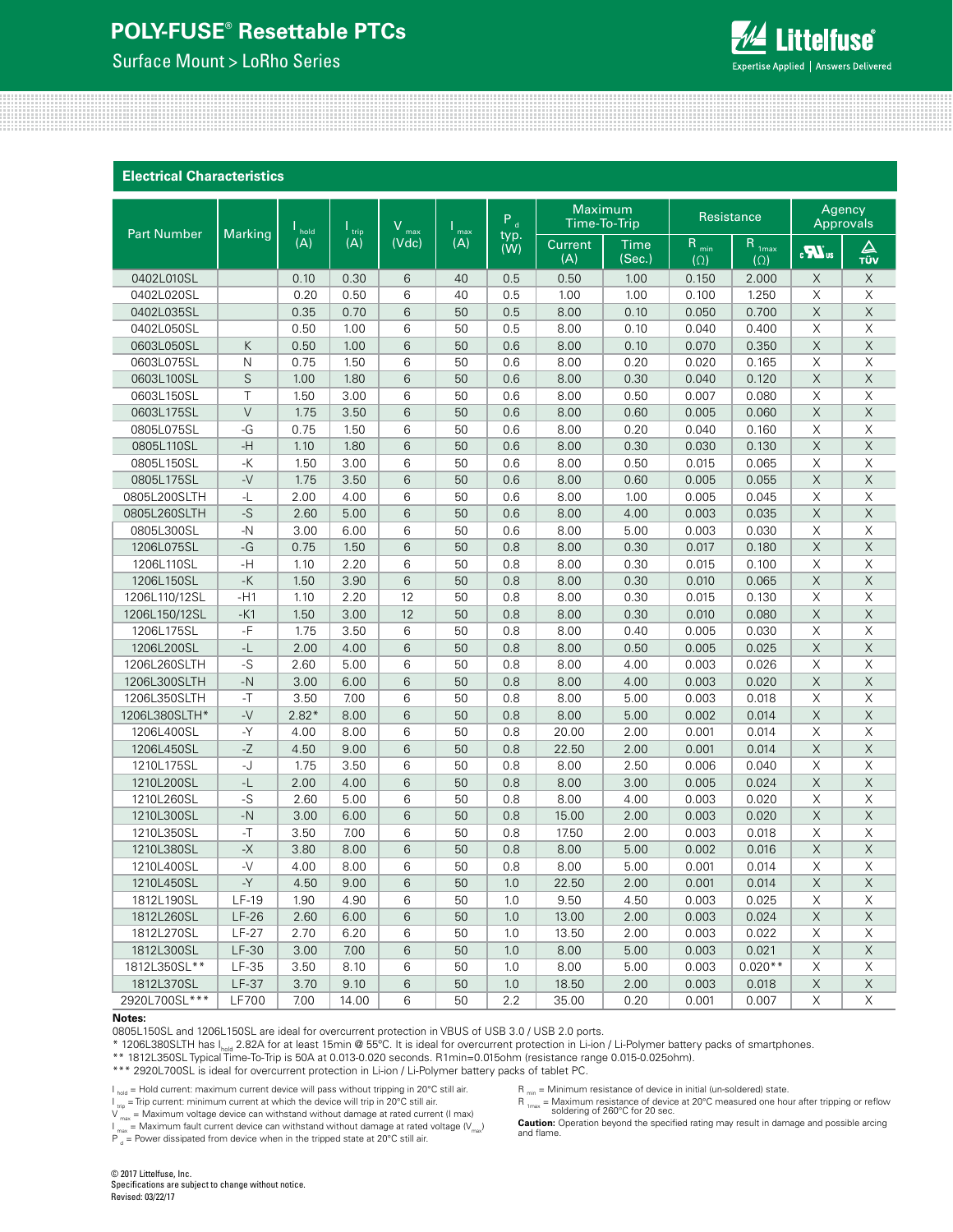## Electrical Characteristics

| Part Number | Marking | $I_{hold}$ (A) | $I_{trip}$ (A) | $V_{max}$ (Vdc) | $I_{max}$ (A) | $P_d$ typ. (W) | Maximum Time-To-Trip | | Resistance | | Agency Approvals | |
|---|---|---|---|---|---|---|---|---|---|---|---|---|
| | | | | | | | Current (A) | Time (Sec.) | $R_{min}$ (Ω) | $R_{1max}$ (Ω) | cULus | TÜV |
| 0402L010SL | | 0.10 | 0.30 | 6 | 40 | 0.5 | 0.50 | 1.00 | 0.150 | 2.000 | X | X |
| 0402L020SL | | 0.20 | 0.50 | 6 | 40 | 0.5 | 1.00 | 1.00 | 0.100 | 1.250 | X | X |
| 0402L035SL | | 0.35 | 0.70 | 6 | 50 | 0.5 | 8.00 | 0.10 | 0.050 | 0.700 | X | X |
| 0402L050SL | | 0.50 | 1.00 | 6 | 50 | 0.5 | 8.00 | 0.10 | 0.040 | 0.400 | X | X |
| 0603L050SL | K | 0.50 | 1.00 | 6 | 50 | 0.6 | 8.00 | 0.10 | 0.070 | 0.350 | X | X |
| 0603L075SL | N | 0.75 | 1.50 | 6 | 50 | 0.6 | 8.00 | 0.20 | 0.020 | 0.165 | X | X |
| 0603L100SL | S | 1.00 | 1.80 | 6 | 50 | 0.6 | 8.00 | 0.30 | 0.040 | 0.120 | X | X |
| 0603L150SL | T | 1.50 | 3.00 | 6 | 50 | 0.6 | 8.00 | 0.50 | 0.007 | 0.080 | X | X |
| 0603L175SL | V | 1.75 | 3.50 | 6 | 50 | 0.6 | 8.00 | 0.60 | 0.005 | 0.060 | X | X |
| 0805L075SL | -G | 0.75 | 1.50 | 6 | 50 | 0.6 | 8.00 | 0.20 | 0.040 | 0.160 | X | X |
| 0805L110SL | -H | 1.10 | 1.80 | 6 | 50 | 0.6 | 8.00 | 0.30 | 0.030 | 0.130 | X | X |
| 0805L150SL | -K | 1.50 | 3.00 | 6 | 50 | 0.6 | 8.00 | 0.50 | 0.015 | 0.065 | X | X |
| 0805L175SL | -V | 1.75 | 3.50 | 6 | 50 | 0.6 | 8.00 | 0.60 | 0.005 | 0.055 | X | X |
| 0805L200SLTH | -L | 2.00 | 4.00 | 6 | 50 | 0.6 | 8.00 | 1.00 | 0.005 | 0.045 | X | X |
| 0805L260SLTH | -S | 2.60 | 5.00 | 6 | 50 | 0.6 | 8.00 | 4.00 | 0.003 | 0.035 | X | X |
| 0805L300SL | -N | 3.00 | 6.00 | 6 | 50 | 0.6 | 8.00 | 5.00 | 0.003 | 0.030 | X | X |
| 1206L075SL | -G | 0.75 | 1.50 | 6 | 50 | 0.8 | 8.00 | 0.30 | 0.017 | 0.180 | X | X |
| 1206L110SL | -H | 1.10 | 2.20 | 6 | 50 | 0.8 | 8.00 | 0.30 | 0.015 | 0.100 | X | X |
| 1206L150SL | -K | 1.50 | 3.90 | 6 | 50 | 0.8 | 8.00 | 0.30 | 0.010 | 0.065 | X | X |
| 1206L110/12SL | -H1 | 1.10 | 2.20 | 12 | 50 | 0.8 | 8.00 | 0.30 | 0.015 | 0.130 | X | X |
| 1206L150/12SL | -K1 | 1.50 | 3.00 | 12 | 50 | 0.8 | 8.00 | 0.30 | 0.010 | 0.080 | X | X |
| 1206L175SL | -F | 1.75 | 3.50 | 6 | 50 | 0.8 | 8.00 | 0.40 | 0.005 | 0.030 | X | X |
| 1206L200SL | -L | 2.00 | 4.00 | 6 | 50 | 0.8 | 8.00 | 0.50 | 0.005 | 0.025 | X | X |
| 1206L260SLTH | -S | 2.60 | 5.00 | 6 | 50 | 0.8 | 8.00 | 4.00 | 0.003 | 0.026 | X | X |
| 1206L300SLTH | -N | 3.00 | 6.00 | 6 | 50 | 0.8 | 8.00 | 4.00 | 0.003 | 0.020 | X | X |
| 1206L350SLTH | -T | 3.50 | 7.00 | 6 | 50 | 0.8 | 8.00 | 5.00 | 0.003 | 0.018 | X | X |
| 1206L380SLTH* | -V | 2.82* | 8.00 | 6 | 50 | 0.8 | 8.00 | 5.00 | 0.002 | 0.014 | X | X |
| 1206L400SL | -Y | 4.00 | 8.00 | 6 | 50 | 0.8 | 20.00 | 2.00 | 0.001 | 0.014 | X | X |
| 1206L450SL | -Z | 4.50 | 9.00 | 6 | 50 | 0.8 | 22.50 | 2.00 | 0.001 | 0.014 | X | X |
| 1210L175SL | -J | 1.75 | 3.50 | 6 | 50 | 0.8 | 8.00 | 2.50 | 0.006 | 0.040 | X | X |
| 1210L200SL | -L | 2.00 | 4.00 | 6 | 50 | 0.8 | 8.00 | 3.00 | 0.005 | 0.024 | X | X |
| 1210L260SL | -S | 2.60 | 5.00 | 6 | 50 | 0.8 | 8.00 | 4.00 | 0.003 | 0.020 | X | X |
| 1210L300SL | -N | 3.00 | 6.00 | 6 | 50 | 0.8 | 15.00 | 2.00 | 0.003 | 0.020 | X | X |
| 1210L350SL | -T | 3.50 | 7.00 | 6 | 50 | 0.8 | 17.50 | 2.00 | 0.003 | 0.018 | X | X |
| 1210L380SL | -X | 3.80 | 8.00 | 6 | 50 | 0.8 | 8.00 | 5.00 | 0.002 | 0.016 | X | X |
| 1210L400SL | -V | 4.00 | 8.00 | 6 | 50 | 0.8 | 8.00 | 5.00 | 0.001 | 0.014 | X | X |
| 1210L450SL | -Y | 4.50 | 9.00 | 6 | 50 | 1.0 | 22.50 | 2.00 | 0.001 | 0.014 | X | X |
| 1812L190SL | LF-19 | 1.90 | 4.90 | 6 | 50 | 1.0 | 9.50 | 4.50 | 0.003 | 0.025 | X | X |
| 1812L260SL | LF-26 | 2.60 | 6.00 | 6 | 50 | 1.0 | 13.00 | 2.00 | 0.003 | 0.024 | X | X |
| 1812L270SL | LF-27 | 2.70 | 6.20 | 6 | 50 | 1.0 | 13.50 | 2.00 | 0.003 | 0.022 | X | X |
| 1812L300SL | LF-30 | 3.00 | 7.00 | 6 | 50 | 1.0 | 8.00 | 5.00 | 0.003 | 0.021 | X | X |
| 1812L350SL** | LF-35 | 3.50 | 8.10 | 6 | 50 | 1.0 | 8.00 | 5.00 | 0.003 | 0.020** | X | X |
| 1812L370SL | LF-37 | 3.70 | 9.10 | 6 | 50 | 1.0 | 18.50 | 2.00 | 0.003 | 0.018 | X | X |
| 2920L700SL*** | LF700 | 7.00 | 14.00 | 6 | 50 | 2.2 | 35.00 | 0.20 | 0.001 | 0.007 | X | X |

**Notes:**

0805L150SL and 1206L150SL are ideal for overcurrent protection in VBUS of USB 3.0 / USB 2.0 ports.

* 1206L380SLTH has $I_{hold}$ 2.82A for at least 15min @ 55°C. It is ideal for overcurrent protection in Li-ion / Li-Polymer battery packs of smartphones.

** 1812L350SL Typical Time-To-Trip is 50A at 0.013-0.020 seconds. R1min=0.015ohm (resistance range 0.015-0.025ohm).

*** 2920L700SL is ideal for overcurrent protection in Li-ion / Li-Polymer battery packs of tablet PC.

$I_{hold}$ = Hold current: maximum current device will pass without tripping in 20°C still air.

$I_{trip}$ = Trip current: minimum current at which the device will trip in 20°C still air.

$V_{max}$ = Maximum voltage device can withstand without damage at rated current (I max)

$I_{max}$ = Maximum fault current device can withstand without damage at rated voltage ($V_{max}$)

$P_d$ = Power dissipated from device when in the tripped state at 20°C still air.

$R_{min}$ = Minimum resistance of device in initial (un-soldered) state.

$R_{1max}$ = Maximum resistance of device at 20°C measured one hour after tripping or reflow soldering of 260°C for 20 sec.

**Caution:** Operation beyond the specified rating may result in damage and possible arcing and flame.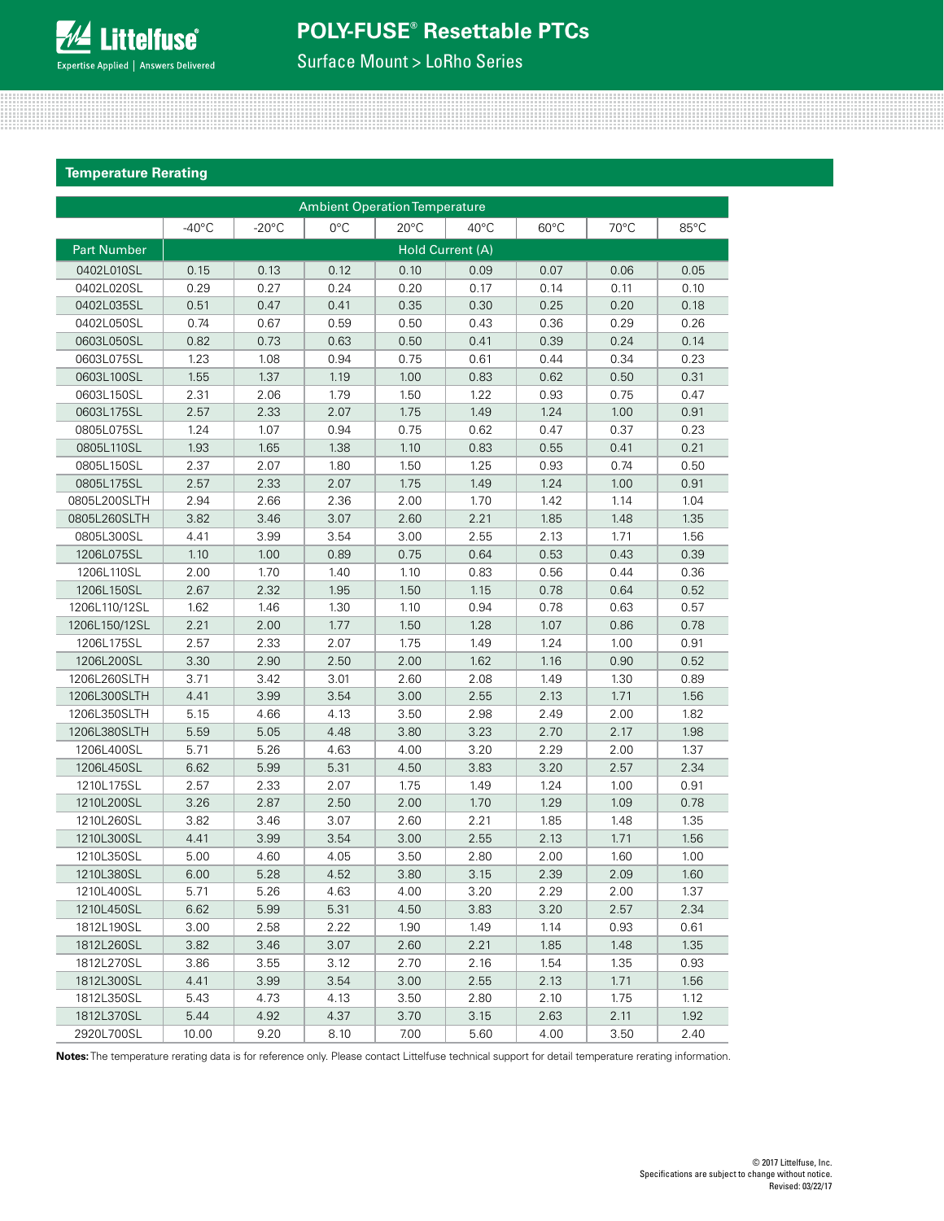## Temperature Rerating

| | Ambient Operation Temperature | | | | | | | |
|---|---|---|---|---|---|---|---|---|
| | -40°C | -20°C | 0°C | 20°C | 40°C | 60°C | 70°C | 85°C |
| Part Number | Hold Current (A) | | | | | | | |
| 0402L010SL | 0.15 | 0.13 | 0.12 | 0.10 | 0.09 | 0.07 | 0.06 | 0.05 |
| 0402L020SL | 0.29 | 0.27 | 0.24 | 0.20 | 0.17 | 0.14 | 0.11 | 0.10 |
| 0402L035SL | 0.51 | 0.47 | 0.41 | 0.35 | 0.30 | 0.25 | 0.20 | 0.18 |
| 0402L050SL | 0.74 | 0.67 | 0.59 | 0.50 | 0.43 | 0.36 | 0.29 | 0.26 |
| 0603L050SL | 0.82 | 0.73 | 0.63 | 0.50 | 0.41 | 0.39 | 0.24 | 0.14 |
| 0603L075SL | 1.23 | 1.08 | 0.94 | 0.75 | 0.61 | 0.44 | 0.34 | 0.23 |
| 0603L100SL | 1.55 | 1.37 | 1.19 | 1.00 | 0.83 | 0.62 | 0.50 | 0.31 |
| 0603L150SL | 2.31 | 2.06 | 1.79 | 1.50 | 1.22 | 0.93 | 0.75 | 0.47 |
| 0603L175SL | 2.57 | 2.33 | 2.07 | 1.75 | 1.49 | 1.24 | 1.00 | 0.91 |
| 0805L075SL | 1.24 | 1.07 | 0.94 | 0.75 | 0.62 | 0.47 | 0.37 | 0.23 |
| 0805L110SL | 1.93 | 1.65 | 1.38 | 1.10 | 0.83 | 0.55 | 0.41 | 0.21 |
| 0805L150SL | 2.37 | 2.07 | 1.80 | 1.50 | 1.25 | 0.93 | 0.74 | 0.50 |
| 0805L175SL | 2.57 | 2.33 | 2.07 | 1.75 | 1.49 | 1.24 | 1.00 | 0.91 |
| 0805L200SLTH | 2.94 | 2.66 | 2.36 | 2.00 | 1.70 | 1.42 | 1.14 | 1.04 |
| 0805L260SLTH | 3.82 | 3.46 | 3.07 | 2.60 | 2.21 | 1.85 | 1.48 | 1.35 |
| 0805L300SL | 4.41 | 3.99 | 3.54 | 3.00 | 2.55 | 2.13 | 1.71 | 1.56 |
| 1206L075SL | 1.10 | 1.00 | 0.89 | 0.75 | 0.64 | 0.53 | 0.43 | 0.39 |
| 1206L110SL | 2.00 | 1.70 | 1.40 | 1.10 | 0.83 | 0.56 | 0.44 | 0.36 |
| 1206L150SL | 2.67 | 2.32 | 1.95 | 1.50 | 1.15 | 0.78 | 0.64 | 0.52 |
| 1206L110/12SL | 1.62 | 1.46 | 1.30 | 1.10 | 0.94 | 0.78 | 0.63 | 0.57 |
| 1206L150/12SL | 2.21 | 2.00 | 1.77 | 1.50 | 1.28 | 1.07 | 0.86 | 0.78 |
| 1206L175SL | 2.57 | 2.33 | 2.07 | 1.75 | 1.49 | 1.24 | 1.00 | 0.91 |
| 1206L200SL | 3.30 | 2.90 | 2.50 | 2.00 | 1.62 | 1.16 | 0.90 | 0.52 |
| 1206L260SLTH | 3.71 | 3.42 | 3.01 | 2.60 | 2.08 | 1.49 | 1.30 | 0.89 |
| 1206L300SLTH | 4.41 | 3.99 | 3.54 | 3.00 | 2.55 | 2.13 | 1.71 | 1.56 |
| 1206L350SLTH | 5.15 | 4.66 | 4.13 | 3.50 | 2.98 | 2.49 | 2.00 | 1.82 |
| 1206L380SLTH | 5.59 | 5.05 | 4.48 | 3.80 | 3.23 | 2.70 | 2.17 | 1.98 |
| 1206L400SL | 5.71 | 5.26 | 4.63 | 4.00 | 3.20 | 2.29 | 2.00 | 1.37 |
| 1206L450SL | 6.62 | 5.99 | 5.31 | 4.50 | 3.83 | 3.20 | 2.57 | 2.34 |
| 1210L175SL | 2.57 | 2.33 | 2.07 | 1.75 | 1.49 | 1.24 | 1.00 | 0.91 |
| 1210L200SL | 3.26 | 2.87 | 2.50 | 2.00 | 1.70 | 1.29 | 1.09 | 0.78 |
| 1210L260SL | 3.82 | 3.46 | 3.07 | 2.60 | 2.21 | 1.85 | 1.48 | 1.35 |
| 1210L300SL | 4.41 | 3.99 | 3.54 | 3.00 | 2.55 | 2.13 | 1.71 | 1.56 |
| 1210L350SL | 5.00 | 4.60 | 4.05 | 3.50 | 2.80 | 2.00 | 1.60 | 1.00 |
| 1210L380SL | 6.00 | 5.28 | 4.52 | 3.80 | 3.15 | 2.39 | 2.09 | 1.60 |
| 1210L400SL | 5.71 | 5.26 | 4.63 | 4.00 | 3.20 | 2.29 | 2.00 | 1.37 |
| 1210L450SL | 6.62 | 5.99 | 5.31 | 4.50 | 3.83 | 3.20 | 2.57 | 2.34 |
| 1812L190SL | 3.00 | 2.58 | 2.22 | 1.90 | 1.49 | 1.14 | 0.93 | 0.61 |
| 1812L260SL | 3.82 | 3.46 | 3.07 | 2.60 | 2.21 | 1.85 | 1.48 | 1.35 |
| 1812L270SL | 3.86 | 3.55 | 3.12 | 2.70 | 2.16 | 1.54 | 1.35 | 0.93 |
| 1812L300SL | 4.41 | 3.99 | 3.54 | 3.00 | 2.55 | 2.13 | 1.71 | 1.56 |
| 1812L350SL | 5.43 | 4.73 | 4.13 | 3.50 | 2.80 | 2.10 | 1.75 | 1.12 |
| 1812L370SL | 5.44 | 4.92 | 4.37 | 3.70 | 3.15 | 2.63 | 2.11 | 1.92 |
| 2920L700SL | 10.00 | 9.20 | 8.10 | 7.00 | 5.60 | 4.00 | 3.50 | 2.40 |

**Notes:** The temperature rerating data is for reference only. Please contact Littelfuse technical support for detail temperature rerating information.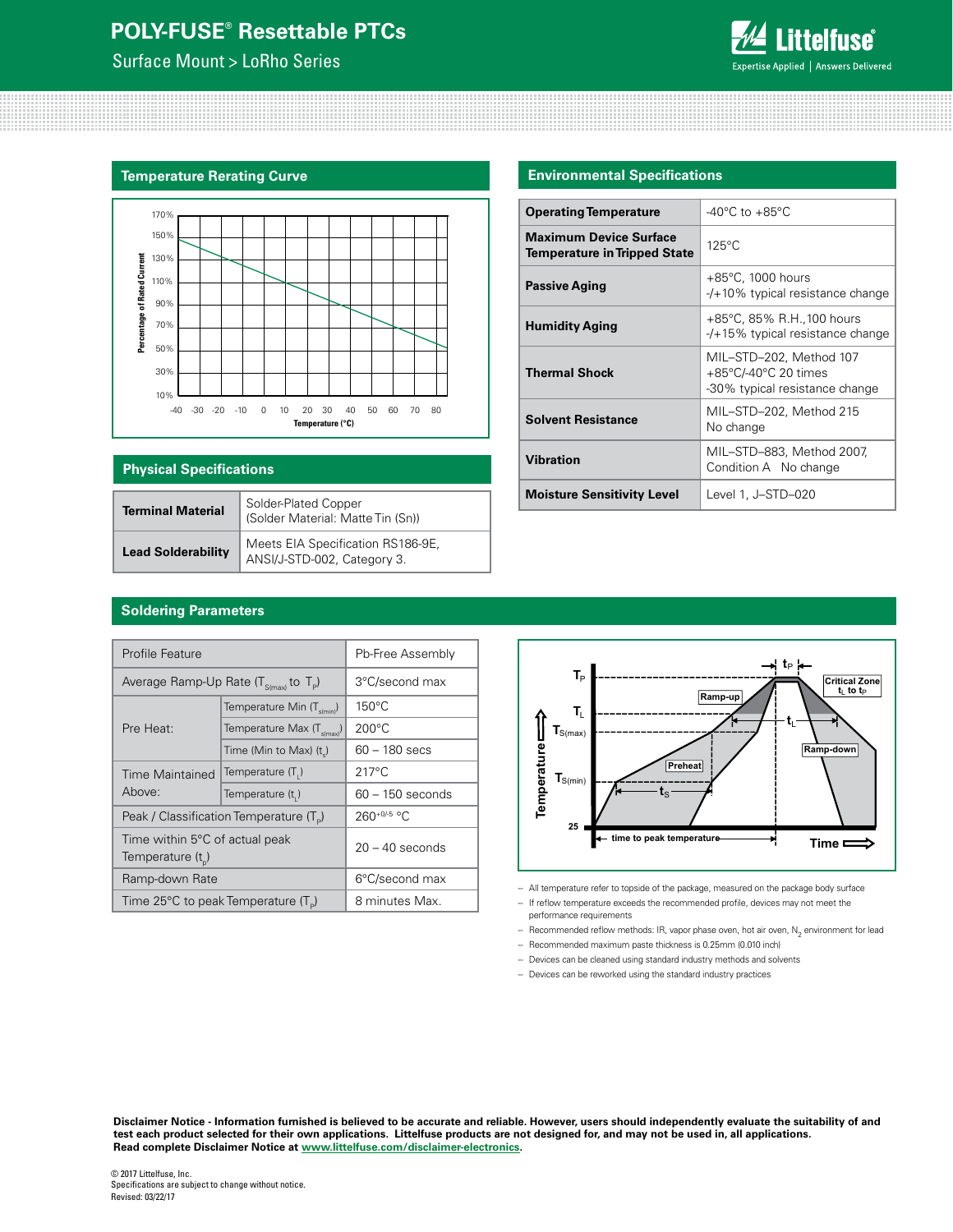## Temperature Rerating Curve

## Environmental Specifications

| | |
|---|---|
| **Operating Temperature** | -40°C to +85°C |
| **Maximum Device Surface Temperature in Tripped State** | 125°C |
| **Passive Aging** | +85°C, 1000 hours<br>-/+10% typical resistance change |
| **Humidity Aging** | +85°C, 85% R.H.,100 hours<br>-/+15% typical resistance change |
| **Thermal Shock** | MIL–STD–202, Method 107<br>+85°C/-40°C 20 times<br>-30% typical resistance change |
| **Solvent Resistance** | MIL–STD–202, Method 215<br>No change |
| **Vibration** | MIL–STD–883, Method 2007, Condition A No change |
| **Moisture Sensitivity Level** | Level 1, J–STD–020 |

## Physical Specifications

| | |
|---|---|
| **Terminal Material** | Solder-Plated Copper<br>(Solder Material: Matte Tin (Sn)) |
| **Lead Solderability** | Meets EIA Specification RS186-9E, ANSI/J-STD-002, Category 3. |

## Soldering Parameters

| Profile Feature | | Pb-Free Assembly |
|---|---|---|
| Average Ramp-Up Rate ($T_{S(max)}$ to $T_P$) | | 3°C/second max |
| Pre Heat: | Temperature Min ($T_{s(min)}$) | 150°C |
| | Temperature Max ($T_{s(max)}$) | 200°C |
| | Time (Min to Max) ($t_s$) | 60 – 180 secs |
| Time Maintained Above: | Temperature ($T_L$) | 217°C |
| | Temperature ($t_L$) | 60 – 150 seconds |
| Peak / Classification Temperature ($T_P$) | | $260^{+0/-5}$ °C |
| Time within 5°C of actual peak Temperature ($t_p$) | | 20 – 40 seconds |
| Ramp-down Rate | | 6°C/second max |
| Time 25°C to peak Temperature ($T_P$) | | 8 minutes Max. |

- All temperature refer to topside of the package, measured on the package body surface
- If reflow temperature exceeds the recommended profile, devices may not meet the performance requirements
- Recommended reflow methods: IR, vapor phase oven, hot air oven, $N_2$ environment for lead
- Recommended maximum paste thickness is 0.25mm (0.010 inch)
- Devices can be cleaned using standard industry methods and solvents
- Devices can be reworked using the standard industry practices

**Disclaimer Notice - Information furnished is believed to be accurate and reliable. However, users should independently evaluate the suitability of and test each product selected for their own applications. Littelfuse products are not designed for, and may not be used in, all applications. Read complete Disclaimer Notice at www.littelfuse.com/disclaimer-electronics.**

© 2017 Littelfuse, Inc.
Specifications are subject to change without notice.
Revised: 03/22/17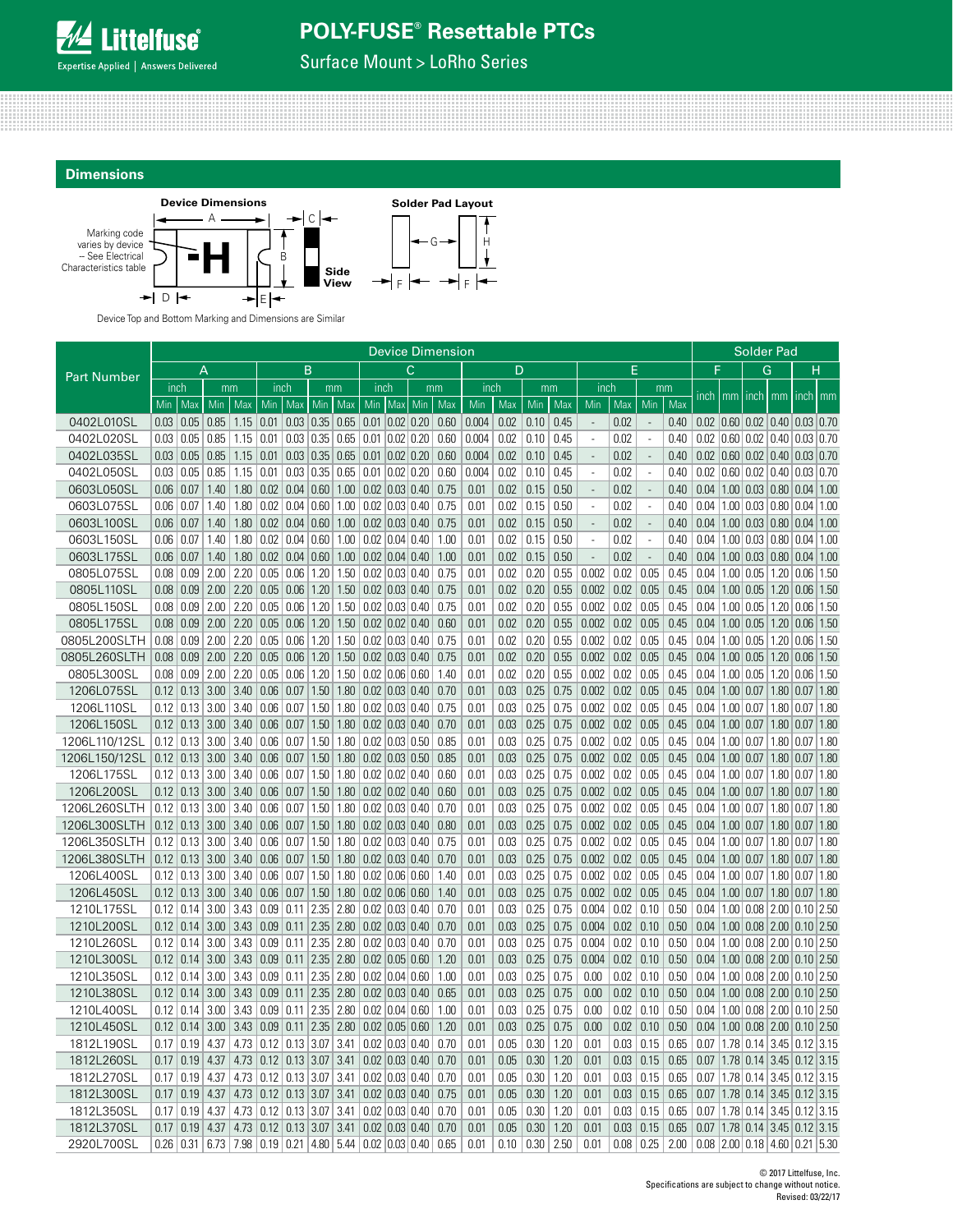## Dimensions

**Device Dimensions**

Marking code varies by device – See Electrical Characteristics table

**Side View**

**Solder Pad Layout**

Device Top and Bottom Marking and Dimensions are Similar

| Part Number | Device Dimension | | | | | | | | | | | | | | | | | | | | Solder Pad | | | | | |
|---|---|---|---|---|---|---|---|---|---|---|---|---|---|---|---|---|---|---|---|---|---|---|---|---|---|---|
| | A | | | | B | | | | C | | | | D | | | | E | | | | F | | G | | H | |
| | inch | | mm | | inch | | mm | | inch | | mm | | inch | | mm | | inch | | mm | | inch | mm | inch | mm | inch | mm |
| | Min | Max | Min | Max | Min | Max | Min | Max | Min | Max | Min | Max | Min | Max | Min | Max | Min | Max | Min | Max | | | | | | |
| 0402L010SL | 0.03 | 0.05 | 0.85 | 1.15 | 0.01 | 0.03 | 0.35 | 0.65 | 0.01 | 0.02 | 0.20 | 0.60 | 0.004 | 0.02 | 0.10 | 0.45 | - | 0.02 | - | 0.40 | 0.02 | 0.60 | 0.02 | 0.40 | 0.03 | 0.70 |
| 0402L020SL | 0.03 | 0.05 | 0.85 | 1.15 | 0.01 | 0.03 | 0.35 | 0.65 | 0.01 | 0.02 | 0.20 | 0.60 | 0.004 | 0.02 | 0.10 | 0.45 | - | 0.02 | - | 0.40 | 0.02 | 0.60 | 0.02 | 0.40 | 0.03 | 0.70 |
| 0402L035SL | 0.03 | 0.05 | 0.85 | 1.15 | 0.01 | 0.03 | 0.35 | 0.65 | 0.01 | 0.02 | 0.20 | 0.60 | 0.004 | 0.02 | 0.10 | 0.45 | - | 0.02 | - | 0.40 | 0.02 | 0.60 | 0.02 | 0.40 | 0.03 | 0.70 |
| 0402L050SL | 0.03 | 0.05 | 0.85 | 1.15 | 0.01 | 0.03 | 0.35 | 0.65 | 0.01 | 0.02 | 0.20 | 0.60 | 0.004 | 0.02 | 0.10 | 0.45 | - | 0.02 | - | 0.40 | 0.02 | 0.60 | 0.02 | 0.40 | 0.03 | 0.70 |
| 0603L050SL | 0.06 | 0.07 | 1.40 | 1.80 | 0.02 | 0.04 | 0.60 | 1.00 | 0.02 | 0.03 | 0.40 | 0.75 | 0.01 | 0.02 | 0.15 | 0.50 | - | 0.02 | - | 0.40 | 0.04 | 1.00 | 0.03 | 0.80 | 0.04 | 1.00 |
| 0603L075SL | 0.06 | 0.07 | 1.40 | 1.80 | 0.02 | 0.04 | 0.60 | 1.00 | 0.02 | 0.03 | 0.40 | 0.75 | 0.01 | 0.02 | 0.15 | 0.50 | - | 0.02 | - | 0.40 | 0.04 | 1.00 | 0.03 | 0.80 | 0.04 | 1.00 |
| 0603L100SL | 0.06 | 0.07 | 1.40 | 1.80 | 0.02 | 0.04 | 0.60 | 1.00 | 0.02 | 0.03 | 0.40 | 0.75 | 0.01 | 0.02 | 0.15 | 0.50 | - | 0.02 | - | 0.40 | 0.04 | 1.00 | 0.03 | 0.80 | 0.04 | 1.00 |
| 0603L150SL | 0.06 | 0.07 | 1.40 | 1.80 | 0.02 | 0.04 | 0.60 | 1.00 | 0.02 | 0.04 | 0.40 | 1.00 | 0.01 | 0.02 | 0.15 | 0.50 | - | 0.02 | - | 0.40 | 0.04 | 1.00 | 0.03 | 0.80 | 0.04 | 1.00 |
| 0603L175SL | 0.06 | 0.07 | 1.40 | 1.80 | 0.02 | 0.04 | 0.60 | 1.00 | 0.02 | 0.04 | 0.40 | 1.00 | 0.01 | 0.02 | 0.15 | 0.50 | - | 0.02 | - | 0.40 | 0.04 | 1.00 | 0.03 | 0.80 | 0.04 | 1.00 |
| 0805L075SL | 0.08 | 0.09 | 2.00 | 2.20 | 0.05 | 0.06 | 1.20 | 1.50 | 0.02 | 0.03 | 0.40 | 0.75 | 0.01 | 0.02 | 0.20 | 0.55 | 0.002 | 0.02 | 0.05 | 0.45 | 0.04 | 1.00 | 0.05 | 1.20 | 0.06 | 1.50 |
| 0805L110SL | 0.08 | 0.09 | 2.00 | 2.20 | 0.05 | 0.06 | 1.20 | 1.50 | 0.02 | 0.03 | 0.40 | 0.75 | 0.01 | 0.02 | 0.20 | 0.55 | 0.002 | 0.02 | 0.05 | 0.45 | 0.04 | 1.00 | 0.05 | 1.20 | 0.06 | 1.50 |
| 0805L150SL | 0.08 | 0.09 | 2.00 | 2.20 | 0.05 | 0.06 | 1.20 | 1.50 | 0.02 | 0.03 | 0.40 | 0.75 | 0.01 | 0.02 | 0.20 | 0.55 | 0.002 | 0.02 | 0.05 | 0.45 | 0.04 | 1.00 | 0.05 | 1.20 | 0.06 | 1.50 |
| 0805L175SL | 0.08 | 0.09 | 2.00 | 2.20 | 0.05 | 0.06 | 1.20 | 1.50 | 0.02 | 0.02 | 0.40 | 0.60 | 0.01 | 0.02 | 0.20 | 0.55 | 0.002 | 0.02 | 0.05 | 0.45 | 0.04 | 1.00 | 0.05 | 1.20 | 0.06 | 1.50 |
| 0805L200SLTH | 0.08 | 0.09 | 2.00 | 2.20 | 0.05 | 0.06 | 1.20 | 1.50 | 0.02 | 0.03 | 0.40 | 0.75 | 0.01 | 0.02 | 0.20 | 0.55 | 0.002 | 0.02 | 0.05 | 0.45 | 0.04 | 1.00 | 0.05 | 1.20 | 0.06 | 1.50 |
| 0805L260SLTH | 0.08 | 0.09 | 2.00 | 2.20 | 0.05 | 0.06 | 1.20 | 1.50 | 0.02 | 0.03 | 0.40 | 0.75 | 0.01 | 0.02 | 0.20 | 0.55 | 0.002 | 0.02 | 0.05 | 0.45 | 0.04 | 1.00 | 0.05 | 1.20 | 0.06 | 1.50 |
| 0805L300SL | 0.08 | 0.09 | 2.00 | 2.20 | 0.05 | 0.06 | 1.20 | 1.50 | 0.02 | 0.06 | 0.60 | 1.40 | 0.01 | 0.02 | 0.20 | 0.55 | 0.002 | 0.02 | 0.05 | 0.45 | 0.04 | 1.00 | 0.05 | 1.20 | 0.06 | 1.50 |
| 1206L075SL | 0.12 | 0.13 | 3.00 | 3.40 | 0.06 | 0.07 | 1.50 | 1.80 | 0.02 | 0.03 | 0.40 | 0.70 | 0.01 | 0.03 | 0.25 | 0.75 | 0.002 | 0.02 | 0.05 | 0.45 | 0.04 | 1.00 | 0.07 | 1.80 | 0.07 | 1.80 |
| 1206L110SL | 0.12 | 0.13 | 3.00 | 3.40 | 0.06 | 0.07 | 1.50 | 1.80 | 0.02 | 0.03 | 0.40 | 0.75 | 0.01 | 0.03 | 0.25 | 0.75 | 0.002 | 0.02 | 0.05 | 0.45 | 0.04 | 1.00 | 0.07 | 1.80 | 0.07 | 1.80 |
| 1206L150SL | 0.12 | 0.13 | 3.00 | 3.40 | 0.06 | 0.07 | 1.50 | 1.80 | 0.02 | 0.03 | 0.40 | 0.70 | 0.01 | 0.03 | 0.25 | 0.75 | 0.002 | 0.02 | 0.05 | 0.45 | 0.04 | 1.00 | 0.07 | 1.80 | 0.07 | 1.80 |
| 1206L110/12SL | 0.12 | 0.13 | 3.00 | 3.40 | 0.06 | 0.07 | 1.50 | 1.80 | 0.02 | 0.03 | 0.50 | 0.85 | 0.01 | 0.03 | 0.25 | 0.75 | 0.002 | 0.02 | 0.05 | 0.45 | 0.04 | 1.00 | 0.07 | 1.80 | 0.07 | 1.80 |
| 1206L150/12SL | 0.12 | 0.13 | 3.00 | 3.40 | 0.06 | 0.07 | 1.50 | 1.80 | 0.02 | 0.03 | 0.50 | 0.85 | 0.01 | 0.03 | 0.25 | 0.75 | 0.002 | 0.02 | 0.05 | 0.45 | 0.04 | 1.00 | 0.07 | 1.80 | 0.07 | 1.80 |
| 1206L175SL | 0.12 | 0.13 | 3.00 | 3.40 | 0.06 | 0.07 | 1.50 | 1.80 | 0.02 | 0.02 | 0.40 | 0.60 | 0.01 | 0.03 | 0.25 | 0.75 | 0.002 | 0.02 | 0.05 | 0.45 | 0.04 | 1.00 | 0.07 | 1.80 | 0.07 | 1.80 |
| 1206L200SL | 0.12 | 0.13 | 3.00 | 3.40 | 0.06 | 0.07 | 1.50 | 1.80 | 0.02 | 0.02 | 0.40 | 0.60 | 0.01 | 0.03 | 0.25 | 0.75 | 0.002 | 0.02 | 0.05 | 0.45 | 0.04 | 1.00 | 0.07 | 1.80 | 0.07 | 1.80 |
| 1206L260SLTH | 0.12 | 0.13 | 3.00 | 3.40 | 0.06 | 0.07 | 1.50 | 1.80 | 0.02 | 0.03 | 0.40 | 0.70 | 0.01 | 0.03 | 0.25 | 0.75 | 0.002 | 0.02 | 0.05 | 0.45 | 0.04 | 1.00 | 0.07 | 1.80 | 0.07 | 1.80 |
| 1206L300SLTH | 0.12 | 0.13 | 3.00 | 3.40 | 0.06 | 0.07 | 1.50 | 1.80 | 0.02 | 0.03 | 0.40 | 0.80 | 0.01 | 0.03 | 0.25 | 0.75 | 0.002 | 0.02 | 0.05 | 0.45 | 0.04 | 1.00 | 0.07 | 1.80 | 0.07 | 1.80 |
| 1206L350SLTH | 0.12 | 0.13 | 3.00 | 3.40 | 0.06 | 0.07 | 1.50 | 1.80 | 0.02 | 0.03 | 0.40 | 0.75 | 0.01 | 0.03 | 0.25 | 0.75 | 0.002 | 0.02 | 0.05 | 0.45 | 0.04 | 1.00 | 0.07 | 1.80 | 0.07 | 1.80 |
| 1206L380SLTH | 0.12 | 0.13 | 3.00 | 3.40 | 0.06 | 0.07 | 1.50 | 1.80 | 0.02 | 0.03 | 0.40 | 0.70 | 0.01 | 0.03 | 0.25 | 0.75 | 0.002 | 0.02 | 0.05 | 0.45 | 0.04 | 1.00 | 0.07 | 1.80 | 0.07 | 1.80 |
| 1206L400SL | 0.12 | 0.13 | 3.00 | 3.40 | 0.06 | 0.07 | 1.50 | 1.80 | 0.02 | 0.06 | 0.60 | 1.40 | 0.01 | 0.03 | 0.25 | 0.75 | 0.002 | 0.02 | 0.05 | 0.45 | 0.04 | 1.00 | 0.07 | 1.80 | 0.07 | 1.80 |
| 1206L450SL | 0.12 | 0.13 | 3.00 | 3.40 | 0.06 | 0.07 | 1.50 | 1.80 | 0.02 | 0.06 | 0.60 | 1.40 | 0.01 | 0.03 | 0.25 | 0.75 | 0.002 | 0.02 | 0.05 | 0.45 | 0.04 | 1.00 | 0.07 | 1.80 | 0.07 | 1.80 |
| 1210L175SL | 0.12 | 0.14 | 3.00 | 3.43 | 0.09 | 0.11 | 2.35 | 2.80 | 0.02 | 0.03 | 0.40 | 0.70 | 0.01 | 0.03 | 0.25 | 0.75 | 0.004 | 0.02 | 0.10 | 0.50 | 0.04 | 1.00 | 0.08 | 2.00 | 0.10 | 2.50 |
| 1210L200SL | 0.12 | 0.14 | 3.00 | 3.43 | 0.09 | 0.11 | 2.35 | 2.80 | 0.02 | 0.03 | 0.40 | 0.70 | 0.01 | 0.03 | 0.25 | 0.75 | 0.004 | 0.02 | 0.10 | 0.50 | 0.04 | 1.00 | 0.08 | 2.00 | 0.10 | 2.50 |
| 1210L260SL | 0.12 | 0.14 | 3.00 | 3.43 | 0.09 | 0.11 | 2.35 | 2.80 | 0.02 | 0.03 | 0.40 | 0.70 | 0.01 | 0.03 | 0.25 | 0.75 | 0.004 | 0.02 | 0.10 | 0.50 | 0.04 | 1.00 | 0.08 | 2.00 | 0.10 | 2.50 |
| 1210L300SL | 0.12 | 0.14 | 3.00 | 3.43 | 0.09 | 0.11 | 2.35 | 2.80 | 0.02 | 0.05 | 0.60 | 1.20 | 0.01 | 0.03 | 0.25 | 0.75 | 0.004 | 0.02 | 0.10 | 0.50 | 0.04 | 1.00 | 0.08 | 2.00 | 0.10 | 2.50 |
| 1210L350SL | 0.12 | 0.14 | 3.00 | 3.43 | 0.09 | 0.11 | 2.35 | 2.80 | 0.02 | 0.04 | 0.60 | 1.00 | 0.01 | 0.03 | 0.25 | 0.75 | 0.00 | 0.02 | 0.10 | 0.50 | 0.04 | 1.00 | 0.08 | 2.00 | 0.10 | 2.50 |
| 1210L380SL | 0.12 | 0.14 | 3.00 | 3.43 | 0.09 | 0.11 | 2.35 | 2.80 | 0.02 | 0.03 | 0.40 | 0.65 | 0.01 | 0.03 | 0.25 | 0.75 | 0.00 | 0.02 | 0.10 | 0.50 | 0.04 | 1.00 | 0.08 | 2.00 | 0.10 | 2.50 |
| 1210L400SL | 0.12 | 0.14 | 3.00 | 3.43 | 0.09 | 0.11 | 2.35 | 2.80 | 0.02 | 0.04 | 0.60 | 1.00 | 0.01 | 0.03 | 0.25 | 0.75 | 0.00 | 0.02 | 0.10 | 0.50 | 0.04 | 1.00 | 0.08 | 2.00 | 0.10 | 2.50 |
| 1210L450SL | 0.12 | 0.14 | 3.00 | 3.43 | 0.09 | 0.11 | 2.35 | 2.80 | 0.02 | 0.05 | 0.60 | 1.20 | 0.01 | 0.03 | 0.25 | 0.75 | 0.00 | 0.02 | 0.10 | 0.50 | 0.04 | 1.00 | 0.08 | 2.00 | 0.10 | 2.50 |
| 1812L190SL | 0.17 | 0.19 | 4.37 | 4.73 | 0.12 | 0.13 | 3.07 | 3.41 | 0.02 | 0.03 | 0.40 | 0.70 | 0.01 | 0.05 | 0.30 | 1.20 | 0.01 | 0.03 | 0.15 | 0.65 | 0.07 | 1.78 | 0.14 | 3.45 | 0.12 | 3.15 |
| 1812L260SL | 0.17 | 0.19 | 4.37 | 4.73 | 0.12 | 0.13 | 3.07 | 3.41 | 0.02 | 0.03 | 0.40 | 0.70 | 0.01 | 0.05 | 0.30 | 1.20 | 0.01 | 0.03 | 0.15 | 0.65 | 0.07 | 1.78 | 0.14 | 3.45 | 0.12 | 3.15 |
| 1812L270SL | 0.17 | 0.19 | 4.37 | 4.73 | 0.12 | 0.13 | 3.07 | 3.41 | 0.02 | 0.03 | 0.40 | 0.70 | 0.01 | 0.05 | 0.30 | 1.20 | 0.01 | 0.03 | 0.15 | 0.65 | 0.07 | 1.78 | 0.14 | 3.45 | 0.12 | 3.15 |
| 1812L300SL | 0.17 | 0.19 | 4.37 | 4.73 | 0.12 | 0.13 | 3.07 | 3.41 | 0.02 | 0.03 | 0.40 | 0.75 | 0.01 | 0.05 | 0.30 | 1.20 | 0.01 | 0.03 | 0.15 | 0.65 | 0.07 | 1.78 | 0.14 | 3.45 | 0.12 | 3.15 |
| 1812L350SL | 0.17 | 0.19 | 4.37 | 4.73 | 0.12 | 0.13 | 3.07 | 3.41 | 0.02 | 0.03 | 0.40 | 0.70 | 0.01 | 0.05 | 0.30 | 1.20 | 0.01 | 0.03 | 0.15 | 0.65 | 0.07 | 1.78 | 0.14 | 3.45 | 0.12 | 3.15 |
| 1812L370SL | 0.17 | 0.19 | 4.37 | 4.73 | 0.12 | 0.13 | 3.07 | 3.41 | 0.02 | 0.03 | 0.40 | 0.70 | 0.01 | 0.05 | 0.30 | 1.20 | 0.01 | 0.03 | 0.15 | 0.65 | 0.07 | 1.78 | 0.14 | 3.45 | 0.12 | 3.15 |
| 2920L700SL | 0.26 | 0.31 | 6.73 | 7.98 | 0.19 | 0.21 | 4.80 | 5.44 | 0.02 | 0.03 | 0.40 | 0.65 | 0.01 | 0.10 | 0.30 | 2.50 | 0.01 | 0.08 | 0.25 | 2.00 | 0.08 | 2.00 | 0.18 | 4.60 | 0.21 | 5.30 |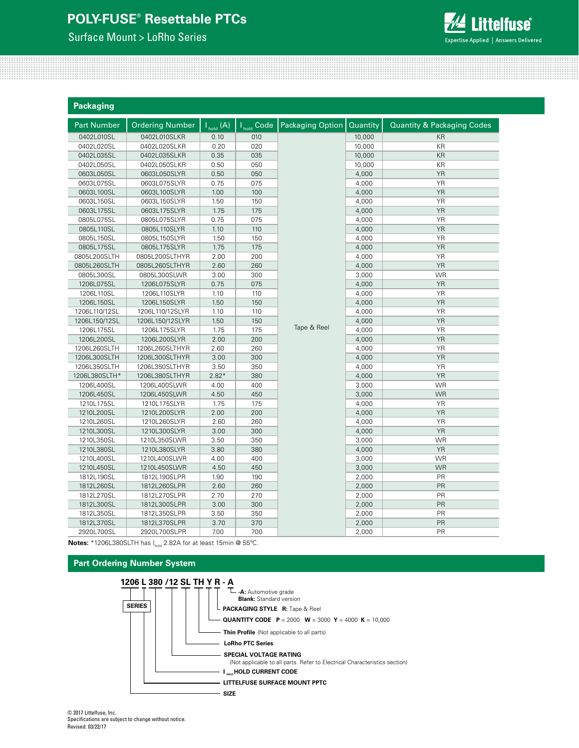## Packaging

| Part Number | Ordering Number | $I_{hold}$ (A) | $I_{hold}$ Code | Packaging Option | Quantity | Quantity & Packaging Codes |
|---|---|---|---|---|---|---|
| 0402L010SL | 0402L010SLKR | 0.10 | 010 | Tape & Reel | 10,000 | KR |
| 0402L020SL | 0402L020SLKR | 0.20 | 020 | | 10,000 | KR |
| 0402L035SL | 0402L035SLKR | 0.35 | 035 | | 10,000 | KR |
| 0402L050SL | 0402L050SLKR | 0.50 | 050 | | 10,000 | KR |
| 0603L050SL | 0603L050SLYR | 0.50 | 050 | | 4,000 | YR |
| 0603L075SL | 0603L075SLYR | 0.75 | 075 | | 4,000 | YR |
| 0603L100SL | 0603L100SLYR | 1.00 | 100 | | 4,000 | YR |
| 0603L150SL | 0603L150SLYR | 1.50 | 150 | | 4,000 | YR |
| 0603L175SL | 0603L175SLYR | 1.75 | 175 | | 4,000 | YR |
| 0805L075SL | 0805L075SLYR | 0.75 | 075 | | 4,000 | YR |
| 0805L110SL | 0805L110SLYR | 1.10 | 110 | | 4,000 | YR |
| 0805L150SL | 0805L150SLYR | 1.50 | 150 | | 4,000 | YR |
| 0805L175SL | 0805L175SLYR | 1.75 | 175 | | 4,000 | YR |
| 0805L200SLTH | 0805L200SLTHYR | 2.00 | 200 | | 4,000 | YR |
| 0805L260SLTH | 0805L260SLTHYR | 2.60 | 260 | | 4,000 | YR |
| 0805L300SL | 0805L300SLWR | 3.00 | 300 | | 3,000 | WR |
| 1206L075SL | 1206L075SLYR | 0.75 | 075 | | 4,000 | YR |
| 1206L110SL | 1206L110SLYR | 1.10 | 110 | | 4,000 | YR |
| 1206L150SL | 1206L150SLYR | 1.50 | 150 | | 4,000 | YR |
| 1206L110/12SL | 1206L110/12SLYR | 1.10 | 110 | | 4,000 | YR |
| 1206L150/12SL | 1206L150/12SLYR | 1.50 | 150 | | 4,000 | YR |
| 1206L175SL | 1206L175SLYR | 1.75 | 175 | | 4,000 | YR |
| 1206L200SL | 1206L200SLYR | 2.00 | 200 | | 4,000 | YR |
| 1206L260SLTH | 1206L260SLTHYR | 2.60 | 260 | | 4,000 | YR |
| 1206L300SLTH | 1206L300SLTHYR | 3.00 | 300 | | 4,000 | YR |
| 1206L350SLTH | 1206L350SLTHYR | 3.50 | 350 | | 4,000 | YR |
| 1206L380SLTH* | 1206L380SLTHYR | 2.82* | 380 | | 4,000 | YR |
| 1206L400SL | 1206L400SLWR | 4.00 | 400 | | 3,000 | WR |
| 1206L450SL | 1206L450SLWR | 4.50 | 450 | | 3,000 | WR |
| 1210L175SL | 1210L175SLYR | 1.75 | 175 | | 4,000 | YR |
| 1210L200SL | 1210L200SLYR | 2.00 | 200 | | 4,000 | YR |
| 1210L260SL | 1210L260SLYR | 2.60 | 260 | | 4,000 | YR |
| 1210L300SL | 1210L300SLYR | 3.00 | 300 | | 4,000 | YR |
| 1210L350SL | 1210L350SLWR | 3.50 | 350 | | 3,000 | WR |
| 1210L380SL | 1210L380SLYR | 3.80 | 380 | | 4,000 | YR |
| 1210L400SL | 1210L400SLWR | 4.00 | 400 | | 3,000 | WR |
| 1210L450SL | 1210L450SLWR | 4.50 | 450 | | 3,000 | WR |
| 1812L190SL | 1812L190SLPR | 1.90 | 190 | | 2,000 | PR |
| 1812L260SL | 1812L260SLPR | 2.60 | 260 | | 2,000 | PR |
| 1812L270SL | 1812L270SLPR | 2.70 | 270 | | 2,000 | PR |
| 1812L300SL | 1812L300SLPR | 3.00 | 300 | | 2,000 | PR |
| 1812L350SL | 1812L350SLPR | 3.50 | 350 | | 2,000 | PR |
| 1812L370SL | 1812L370SLPR | 3.70 | 370 | | 2,000 | PR |
| 2920L700SL | 2920L700SLPR | 7.00 | 700 | | 2,000 | PR |

**Notes:** *1206L380SLTH has $I_{hold}$ 2.82A for at least 15min @ 55°C.

## Part Ordering Number System

**1206 L 380 /12 SL TH Y R - A**

- **SERIES**
- **-A:** Automotive grade; **Blank:** Standard version
- **PACKAGING STYLE** **R:** Tape & Reel
- **QUANTITY CODE** **P** = 2000 **W** = 3000 **Y** = 4000 **K** = 10,000
- **Thin Profile** (Not applicable to all parts)
- **LoRho PTC Series**
- **SPECIAL VOLTAGE RATING** (Not applicable to all parts. Refer to Electrical Characteristics section)
- $I_{HOLD}$ **HOLD CURRENT CODE**
- **LITTELFUSE SURFACE MOUNT PPTC**
- **SIZE**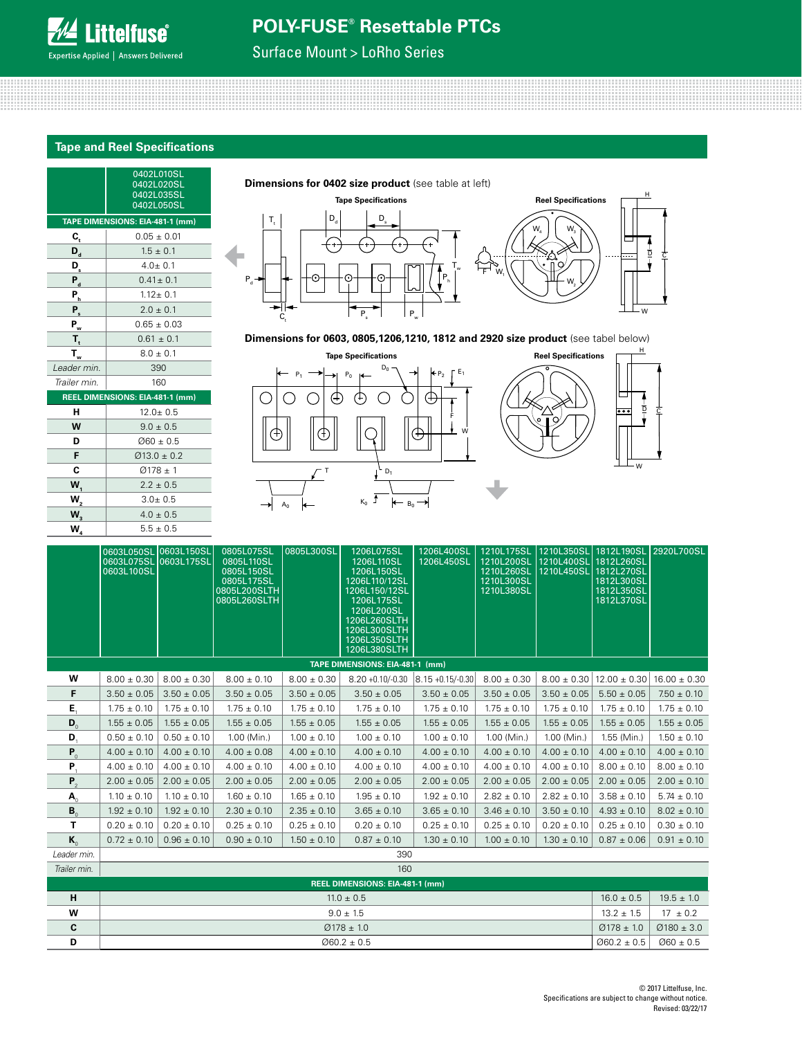## Tape and Reel Specifications

| | 0402L010SL 0402L020SL 0402L035SL 0402L050SL |
|---|---|
| **TAPE DIMENSIONS: EIA-481-1 (mm)** | |
| $C_t$ | 0.05 ± 0.01 |
| $D_d$ | 1.5 ± 0.1 |
| $D_s$ | 4.0± 0.1 |
| $P_d$ | 0.41± 0.1 |
| $P_h$ | 1.12± 0.1 |
| $P_s$ | 2.0 ± 0.1 |
| $P_w$ | 0.65 ± 0.03 |
| $T_t$ | 0.61 ± 0.1 |
| $T_w$ | 8.0 ± 0.1 |
| *Leader min.* | 390 |
| *Trailer min.* | 160 |
| **REEL DIMENSIONS: EIA-481-1 (mm)** | |
| **H** | 12.0± 0.5 |
| **W** | 9.0 ± 0.5 |
| **D** | Ø60 ± 0.5 |
| **F** | Ø13.0 ± 0.2 |
| **C** | Ø178 ± 1 |
| $W_1$ | 2.2 ± 0.5 |
| $W_2$ | 3.0± 0.5 |
| $W_3$ | 4.0 ± 0.5 |
| $W_4$ | 5.5 ± 0.5 |

**Dimensions for 0402 size product** (see table at left)

Tape Specifications

Reel Specifications

**Dimensions for 0603, 0805,1206,1210, 1812 and 2920 size product** (see tabel below)

Tape Specifications

Reel Specifications

| | 0603L050SL 0603L075SL 0603L100SL | 0603L150SL 0603L175SL | 0805L075SL 0805L110SL 0805L150SL 0805L175SL 0805L200SLTH 0805L260SLTH | 0805L300SL | 1206L075SL 1206L110SL 1206L150SL 1206L110/12SL 1206L150/12SL 1206L175SL 1206L200SL 1206L260SLTH 1206L300SLTH 1206L350SLTH 1206L380SLTH | 1206L400SL 1206L450SL | 1210L175SL 1210L200SL 1210L260SL 1210L300SL 1210L380SL | 1210L350SL 1210L400SL 1210L450SL | 1812L190SL 1812L260SL 1812L270SL 1812L300SL 1812L350SL 1812L370SL | 2920L700SL |
|---|---|---|---|---|---|---|---|---|---|---|
| **TAPE DIMENSIONS: EIA-481-1 (mm)** | | | | | | | | | | |
| **W** | 8.00 ± 0.30 | 8.00 ± 0.30 | 8.00 ± 0.10 | 8.00 ± 0.30 | 8.20 +0.10/-0.30 | 8.15 +0.15/-0.30 | 8.00 ± 0.30 | 8.00 ± 0.30 | 12.00 ± 0.30 | 16.00 ± 0.30 |
| **F** | 3.50 ± 0.05 | 3.50 ± 0.05 | 3.50 ± 0.05 | 3.50 ± 0.05 | 3.50 ± 0.05 | 3.50 ± 0.05 | 3.50 ± 0.05 | 3.50 ± 0.05 | 5.50 ± 0.05 | 7.50 ± 0.10 |
| $E_1$ | 1.75 ± 0.10 | 1.75 ± 0.10 | 1.75 ± 0.10 | 1.75 ± 0.10 | 1.75 ± 0.10 | 1.75 ± 0.10 | 1.75 ± 0.10 | 1.75 ± 0.10 | 1.75 ± 0.10 | 1.75 ± 0.10 |
| $D_0$ | 1.55 ± 0.05 | 1.55 ± 0.05 | 1.55 ± 0.05 | 1.55 ± 0.05 | 1.55 ± 0.05 | 1.55 ± 0.05 | 1.55 ± 0.05 | 1.55 ± 0.05 | 1.55 ± 0.05 | 1.55 ± 0.05 |
| $D_1$ | 0.50 ± 0.10 | 0.50 ± 0.10 | 1.00 (Min.) | 1.00 ± 0.10 | 1.00 ± 0.10 | 1.00 ± 0.10 | 1.00 (Min.) | 1.00 (Min.) | 1.55 (Min.) | 1.50 ± 0.10 |
| $P_0$ | 4.00 ± 0.10 | 4.00 ± 0.10 | 4.00 ± 0.08 | 4.00 ± 0.10 | 4.00 ± 0.10 | 4.00 ± 0.10 | 4.00 ± 0.10 | 4.00 ± 0.10 | 4.00 ± 0.10 | 4.00 ± 0.10 |
| $P_1$ | 4.00 ± 0.10 | 4.00 ± 0.10 | 4.00 ± 0.10 | 4.00 ± 0.10 | 4.00 ± 0.10 | 4.00 ± 0.10 | 4.00 ± 0.10 | 4.00 ± 0.10 | 8.00 ± 0.10 | 8.00 ± 0.10 |
| $P_2$ | 2.00 ± 0.05 | 2.00 ± 0.05 | 2.00 ± 0.05 | 2.00 ± 0.05 | 2.00 ± 0.05 | 2.00 ± 0.05 | 2.00 ± 0.05 | 2.00 ± 0.05 | 2.00 ± 0.05 | 2.00 ± 0.10 |
| $A_0$ | 1.10 ± 0.10 | 1.10 ± 0.10 | 1.60 ± 0.10 | 1.65 ± 0.10 | 1.95 ± 0.10 | 1.92 ± 0.10 | 2.82 ± 0.10 | 2.82 ± 0.10 | 3.58 ± 0.10 | 5.74 ± 0.10 |
| $B_0$ | 1.92 ± 0.10 | 1.92 ± 0.10 | 2.30 ± 0.10 | 2.35 ± 0.10 | 3.65 ± 0.10 | 3.65 ± 0.10 | 3.46 ± 0.10 | 3.50 ± 0.10 | 4.93 ± 0.10 | 8.02 ± 0.10 |
| **T** | 0.20 ± 0.10 | 0.20 ± 0.10 | 0.25 ± 0.10 | 0.25 ± 0.10 | 0.20 ± 0.10 | 0.25 ± 0.10 | 0.25 ± 0.10 | 0.20 ± 0.10 | 0.25 ± 0.10 | 0.30 ± 0.10 |
| $K_0$ | 0.72 ± 0.10 | 0.96 ± 0.10 | 0.90 ± 0.10 | 1.50 ± 0.10 | 0.87 ± 0.10 | 1.30 ± 0.10 | 1.00 ± 0.10 | 1.30 ± 0.10 | 0.87 ± 0.06 | 0.91 ± 0.10 |
| *Leader min.* | 390 | | | | | | | | | |
| *Trailer min.* | 160 | | | | | | | | | |
| **REEL DIMENSIONS: EIA-481-1 (mm)** | | | | | | | | | | |
| **H** | 11.0 ± 0.5 | | | | | | | | 16.0 ± 0.5 | 19.5 ± 1.0 |
| **W** | 9.0 ± 1.5 | | | | | | | | 13.2 ± 1.5 | 17 ± 0.2 |
| **C** | Ø178 ± 1.0 | | | | | | | | Ø178 ± 1.0 | Ø180 ± 3.0 |
| **D** | Ø60.2 ± 0.5 | | | | | | | | Ø60.2 ± 0.5 | Ø60 ± 0.5 |

© 2017 Littelfuse, Inc.
Specifications are subject to change without notice.
Revised: 03/22/17